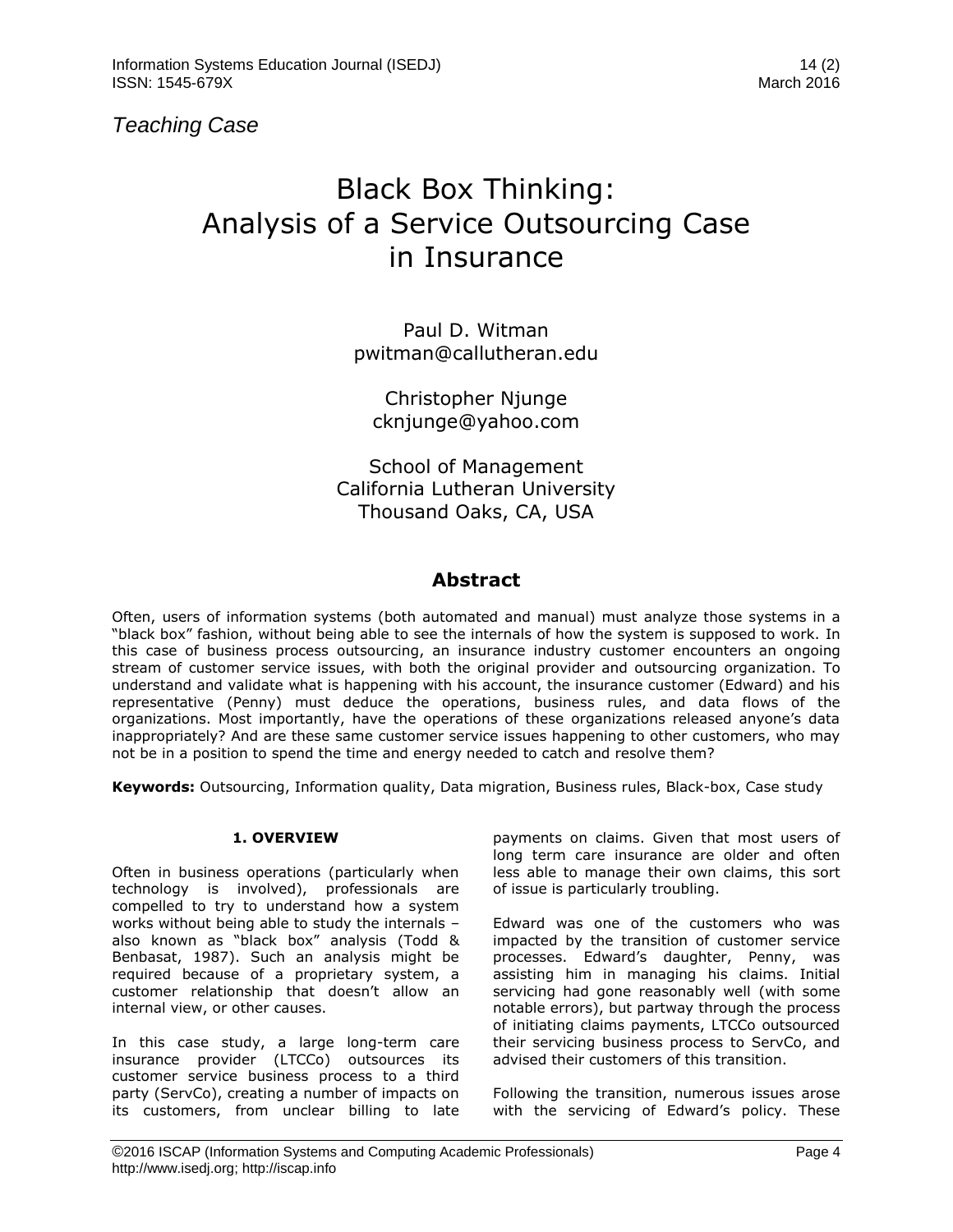*Teaching Case*

# Black Box Thinking: Analysis of a Service Outsourcing Case in Insurance

Paul D. Witman
pwitman@callutheran.edu

Christopher Njunge
cknjunge@yahoo.com

School of Management
California Lutheran University
Thousand Oaks, CA, USA

## Abstract

Often, users of information systems (both automated and manual) must analyze those systems in a "black box" fashion, without being able to see the internals of how the system is supposed to work. In this case of business process outsourcing, an insurance industry customer encounters an ongoing stream of customer service issues, with both the original provider and outsourcing organization. To understand and validate what is happening with his account, the insurance customer (Edward) and his representative (Penny) must deduce the operations, business rules, and data flows of the organizations. Most importantly, have the operations of these organizations released anyone's data inappropriately? And are these same customer service issues happening to other customers, who may not be in a position to spend the time and energy needed to catch and resolve them?

**Keywords:** Outsourcing, Information quality, Data migration, Business rules, Black-box, Case study

### 1. OVERVIEW

Often in business operations (particularly when technology is involved), professionals are compelled to try to understand how a system works without being able to study the internals – also known as "black box" analysis (Todd & Benbasat, 1987). Such an analysis might be required because of a proprietary system, a customer relationship that doesn't allow an internal view, or other causes.

In this case study, a large long-term care insurance provider (LTCCo) outsources its customer service business process to a third party (ServCo), creating a number of impacts on its customers, from unclear billing to late payments on claims. Given that most users of long term care insurance are older and often less able to manage their own claims, this sort of issue is particularly troubling.

Edward was one of the customers who was impacted by the transition of customer service processes. Edward's daughter, Penny, was assisting him in managing his claims. Initial servicing had gone reasonably well (with some notable errors), but partway through the process of initiating claims payments, LTCCo outsourced their servicing business process to ServCo, and advised their customers of this transition.

Following the transition, numerous issues arose with the servicing of Edward's policy. These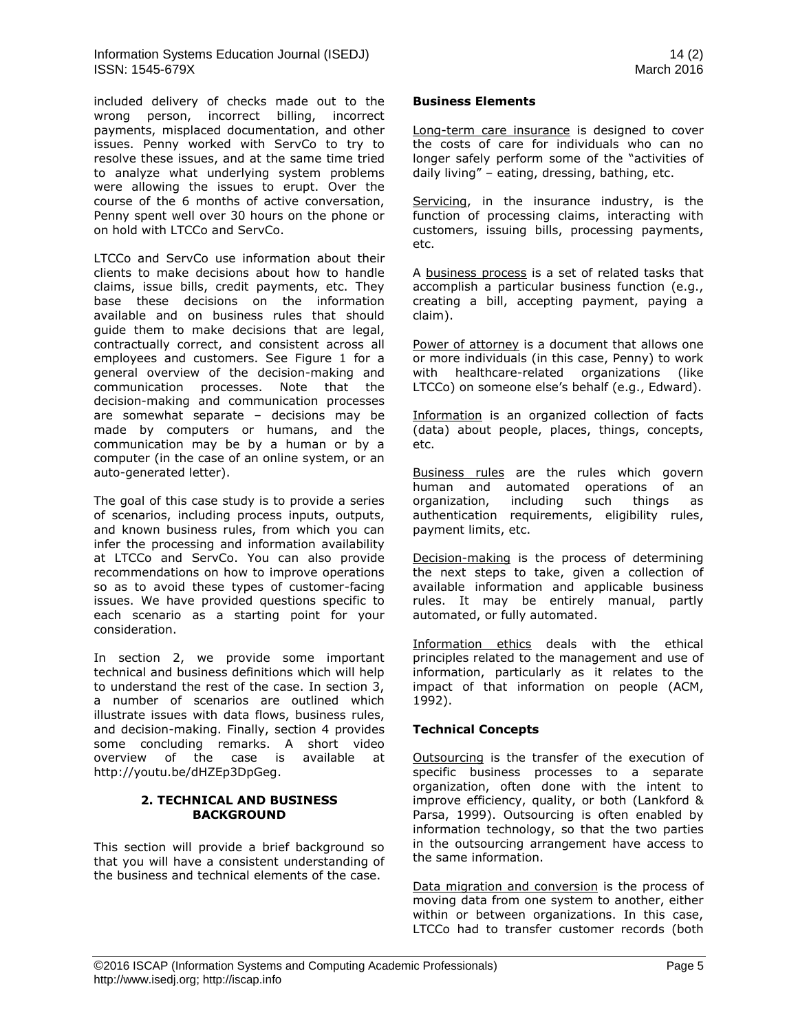included delivery of checks made out to the wrong person, incorrect billing, incorrect payments, misplaced documentation, and other issues. Penny worked with ServCo to try to resolve these issues, and at the same time tried to analyze what underlying system problems were allowing the issues to erupt. Over the course of the 6 months of active conversation, Penny spent well over 30 hours on the phone or on hold with LTCCo and ServCo.

LTCCo and ServCo use information about their clients to make decisions about how to handle claims, issue bills, credit payments, etc. They base these decisions on the information available and on business rules that should guide them to make decisions that are legal, contractually correct, and consistent across all employees and customers. See Figure 1 for a general overview of the decision-making and communication processes. Note that the decision-making and communication processes are somewhat separate – decisions may be made by computers or humans, and the communication may be by a human or by a computer (in the case of an online system, or an auto-generated letter).

The goal of this case study is to provide a series of scenarios, including process inputs, outputs, and known business rules, from which you can infer the processing and information availability at LTCCo and ServCo. You can also provide recommendations on how to improve operations so as to avoid these types of customer-facing issues. We have provided questions specific to each scenario as a starting point for your consideration.

In section 2, we provide some important technical and business definitions which will help to understand the rest of the case. In section 3, a number of scenarios are outlined which illustrate issues with data flows, business rules, and decision-making. Finally, section 4 provides some concluding remarks. A short video overview of the case is available at http://youtu.be/dHZEp3DpGeg.

## 2. TECHNICAL AND BUSINESS BACKGROUND

This section will provide a brief background so that you will have a consistent understanding of the business and technical elements of the case.

### Business Elements

Long-term care insurance is designed to cover the costs of care for individuals who can no longer safely perform some of the "activities of daily living" – eating, dressing, bathing, etc.

Servicing, in the insurance industry, is the function of processing claims, interacting with customers, issuing bills, processing payments, etc.

A business process is a set of related tasks that accomplish a particular business function (e.g., creating a bill, accepting payment, paying a claim).

Power of attorney is a document that allows one or more individuals (in this case, Penny) to work with healthcare-related organizations (like LTCCo) on someone else's behalf (e.g., Edward).

Information is an organized collection of facts (data) about people, places, things, concepts, etc.

Business rules are the rules which govern human and automated operations of an organization, including such things as authentication requirements, eligibility rules, payment limits, etc.

Decision-making is the process of determining the next steps to take, given a collection of available information and applicable business rules. It may be entirely manual, partly automated, or fully automated.

Information ethics deals with the ethical principles related to the management and use of information, particularly as it relates to the impact of that information on people (ACM, 1992).

### Technical Concepts

Outsourcing is the transfer of the execution of specific business processes to a separate organization, often done with the intent to improve efficiency, quality, or both (Lankford & Parsa, 1999). Outsourcing is often enabled by information technology, so that the two parties in the outsourcing arrangement have access to the same information.

Data migration and conversion is the process of moving data from one system to another, either within or between organizations. In this case, LTCCo had to transfer customer records (both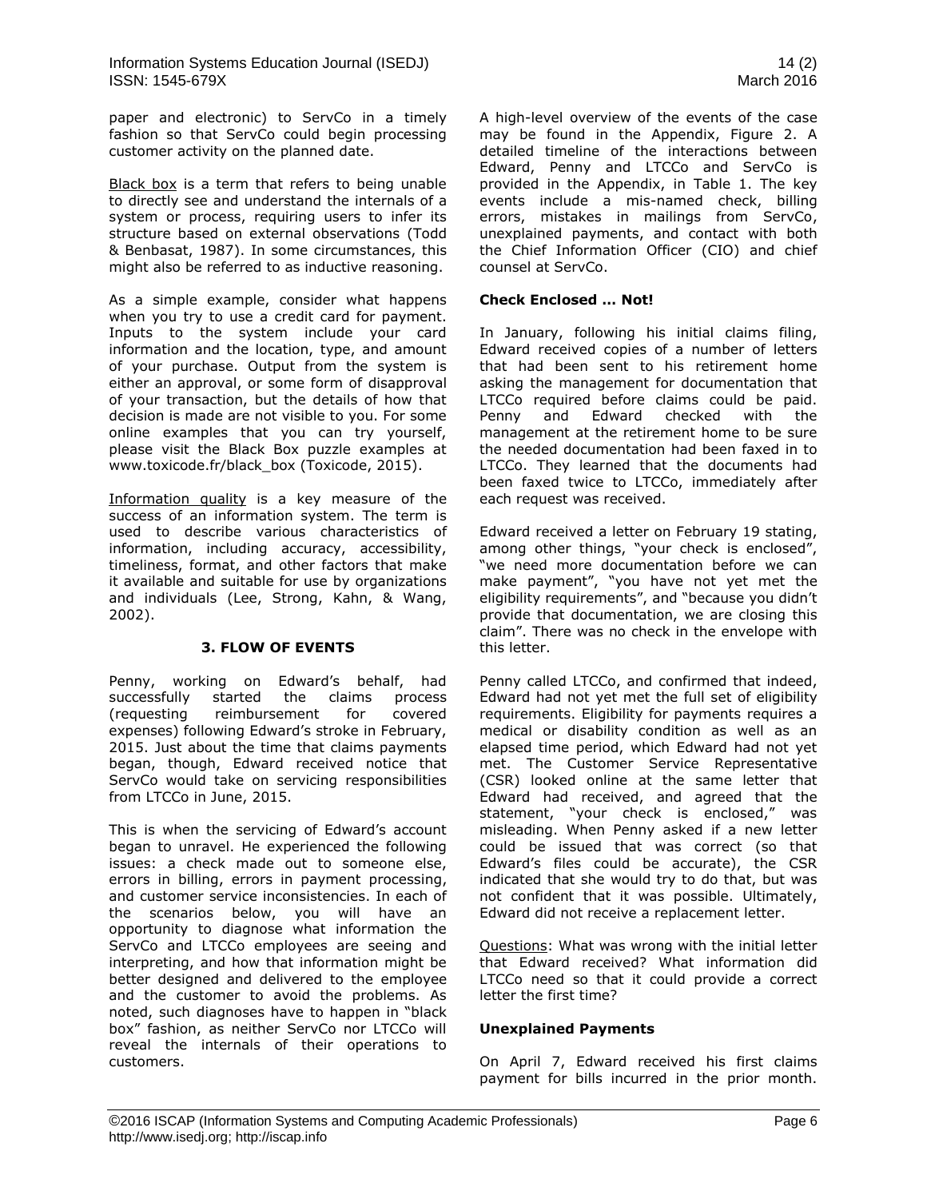paper and electronic) to ServCo in a timely fashion so that ServCo could begin processing customer activity on the planned date.

Black box is a term that refers to being unable to directly see and understand the internals of a system or process, requiring users to infer its structure based on external observations (Todd & Benbasat, 1987). In some circumstances, this might also be referred to as inductive reasoning.

As a simple example, consider what happens when you try to use a credit card for payment. Inputs to the system include your card information and the location, type, and amount of your purchase. Output from the system is either an approval, or some form of disapproval of your transaction, but the details of how that decision is made are not visible to you. For some online examples that you can try yourself, please visit the Black Box puzzle examples at www.toxicode.fr/black_box (Toxicode, 2015).

Information quality is a key measure of the success of an information system. The term is used to describe various characteristics of information, including accuracy, accessibility, timeliness, format, and other factors that make it available and suitable for use by organizations and individuals (Lee, Strong, Kahn, & Wang, 2002).

## 3. FLOW OF EVENTS

Penny, working on Edward's behalf, had successfully started the claims process (requesting reimbursement for covered expenses) following Edward's stroke in February, 2015. Just about the time that claims payments began, though, Edward received notice that ServCo would take on servicing responsibilities from LTCCo in June, 2015.

This is when the servicing of Edward's account began to unravel. He experienced the following issues: a check made out to someone else, errors in billing, errors in payment processing, and customer service inconsistencies. In each of the scenarios below, you will have an opportunity to diagnose what information the ServCo and LTCCo employees are seeing and interpreting, and how that information might be better designed and delivered to the employee and the customer to avoid the problems. As noted, such diagnoses have to happen in "black box" fashion, as neither ServCo nor LTCCo will reveal the internals of their operations to customers.

A high-level overview of the events of the case may be found in the Appendix, Figure 2. A detailed timeline of the interactions between Edward, Penny and LTCCo and ServCo is provided in the Appendix, in Table 1. The key events include a mis-named check, billing errors, mistakes in mailings from ServCo, unexplained payments, and contact with both the Chief Information Officer (CIO) and chief counsel at ServCo.

### Check Enclosed … Not!

In January, following his initial claims filing, Edward received copies of a number of letters that had been sent to his retirement home asking the management for documentation that LTCCo required before claims could be paid. Penny and Edward checked with the management at the retirement home to be sure the needed documentation had been faxed in to LTCCo. They learned that the documents had been faxed twice to LTCCo, immediately after each request was received.

Edward received a letter on February 19 stating, among other things, "your check is enclosed", "we need more documentation before we can make payment", "you have not yet met the eligibility requirements", and "because you didn't provide that documentation, we are closing this claim". There was no check in the envelope with this letter.

Penny called LTCCo, and confirmed that indeed, Edward had not yet met the full set of eligibility requirements. Eligibility for payments requires a medical or disability condition as well as an elapsed time period, which Edward had not yet met. The Customer Service Representative (CSR) looked online at the same letter that Edward had received, and agreed that the statement, "your check is enclosed," was misleading. When Penny asked if a new letter could be issued that was correct (so that Edward's files could be accurate), the CSR indicated that she would try to do that, but was not confident that it was possible. Ultimately, Edward did not receive a replacement letter.

Questions: What was wrong with the initial letter that Edward received? What information did LTCCo need so that it could provide a correct letter the first time?

### Unexplained Payments

On April 7, Edward received his first claims payment for bills incurred in the prior month.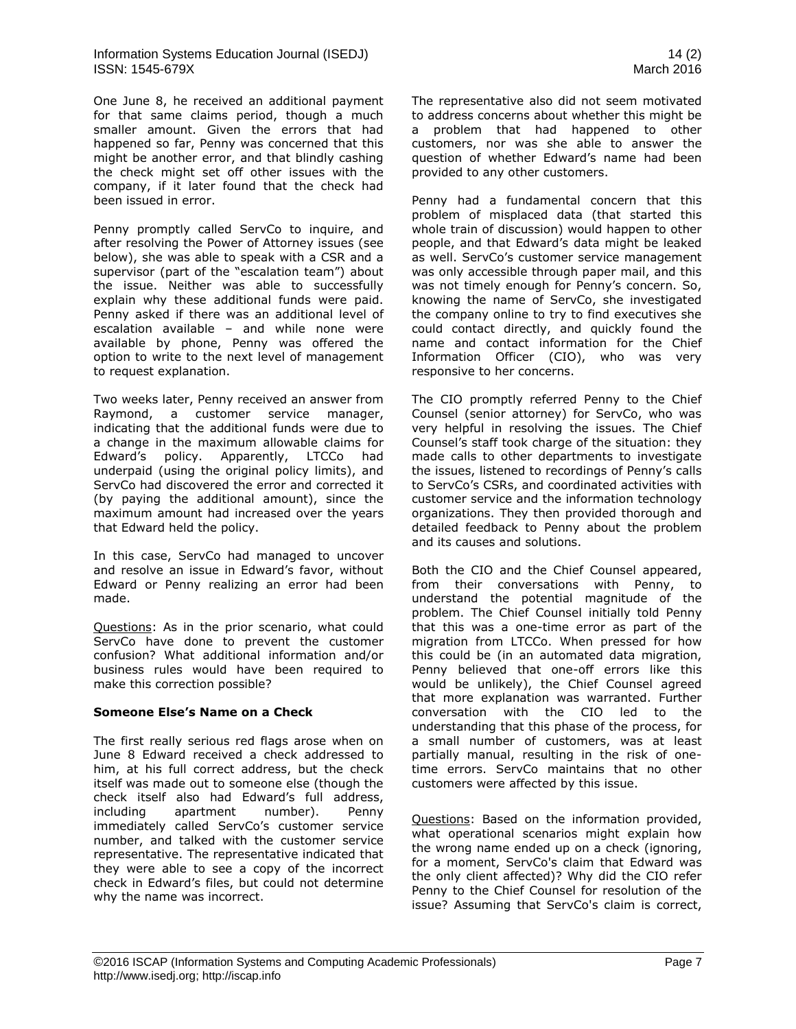One June 8, he received an additional payment for that same claims period, though a much smaller amount. Given the errors that had happened so far, Penny was concerned that this might be another error, and that blindly cashing the check might set off other issues with the company, if it later found that the check had been issued in error.

Penny promptly called ServCo to inquire, and after resolving the Power of Attorney issues (see below), she was able to speak with a CSR and a supervisor (part of the "escalation team") about the issue. Neither was able to successfully explain why these additional funds were paid. Penny asked if there was an additional level of escalation available – and while none were available by phone, Penny was offered the option to write to the next level of management to request explanation.

Two weeks later, Penny received an answer from Raymond, a customer service manager, indicating that the additional funds were due to a change in the maximum allowable claims for Edward's policy. Apparently, LTCCo had underpaid (using the original policy limits), and ServCo had discovered the error and corrected it (by paying the additional amount), since the maximum amount had increased over the years that Edward held the policy.

In this case, ServCo had managed to uncover and resolve an issue in Edward's favor, without Edward or Penny realizing an error had been made.

Questions: As in the prior scenario, what could ServCo have done to prevent the customer confusion? What additional information and/or business rules would have been required to make this correction possible?

**Someone Else's Name on a Check**

The first really serious red flags arose when on June 8 Edward received a check addressed to him, at his full correct address, but the check itself was made out to someone else (though the check itself also had Edward's full address, including apartment number). Penny immediately called ServCo's customer service number, and talked with the customer service representative. The representative indicated that they were able to see a copy of the incorrect check in Edward's files, but could not determine why the name was incorrect.

The representative also did not seem motivated to address concerns about whether this might be a problem that had happened to other customers, nor was she able to answer the question of whether Edward's name had been provided to any other customers.

Penny had a fundamental concern that this problem of misplaced data (that started this whole train of discussion) would happen to other people, and that Edward's data might be leaked as well. ServCo's customer service management was only accessible through paper mail, and this was not timely enough for Penny's concern. So, knowing the name of ServCo, she investigated the company online to try to find executives she could contact directly, and quickly found the name and contact information for the Chief Information Officer (CIO), who was very responsive to her concerns.

The CIO promptly referred Penny to the Chief Counsel (senior attorney) for ServCo, who was very helpful in resolving the issues. The Chief Counsel's staff took charge of the situation: they made calls to other departments to investigate the issues, listened to recordings of Penny's calls to ServCo's CSRs, and coordinated activities with customer service and the information technology organizations. They then provided thorough and detailed feedback to Penny about the problem and its causes and solutions.

Both the CIO and the Chief Counsel appeared, from their conversations with Penny, to understand the potential magnitude of the problem. The Chief Counsel initially told Penny that this was a one-time error as part of the migration from LTCCo. When pressed for how this could be (in an automated data migration, Penny believed that one-off errors like this would be unlikely), the Chief Counsel agreed that more explanation was warranted. Further conversation with the CIO led to the understanding that this phase of the process, for a small number of customers, was at least partially manual, resulting in the risk of one-time errors. ServCo maintains that no other customers were affected by this issue.

Questions: Based on the information provided, what operational scenarios might explain how the wrong name ended up on a check (ignoring, for a moment, ServCo's claim that Edward was the only client affected)? Why did the CIO refer Penny to the Chief Counsel for resolution of the issue? Assuming that ServCo's claim is correct,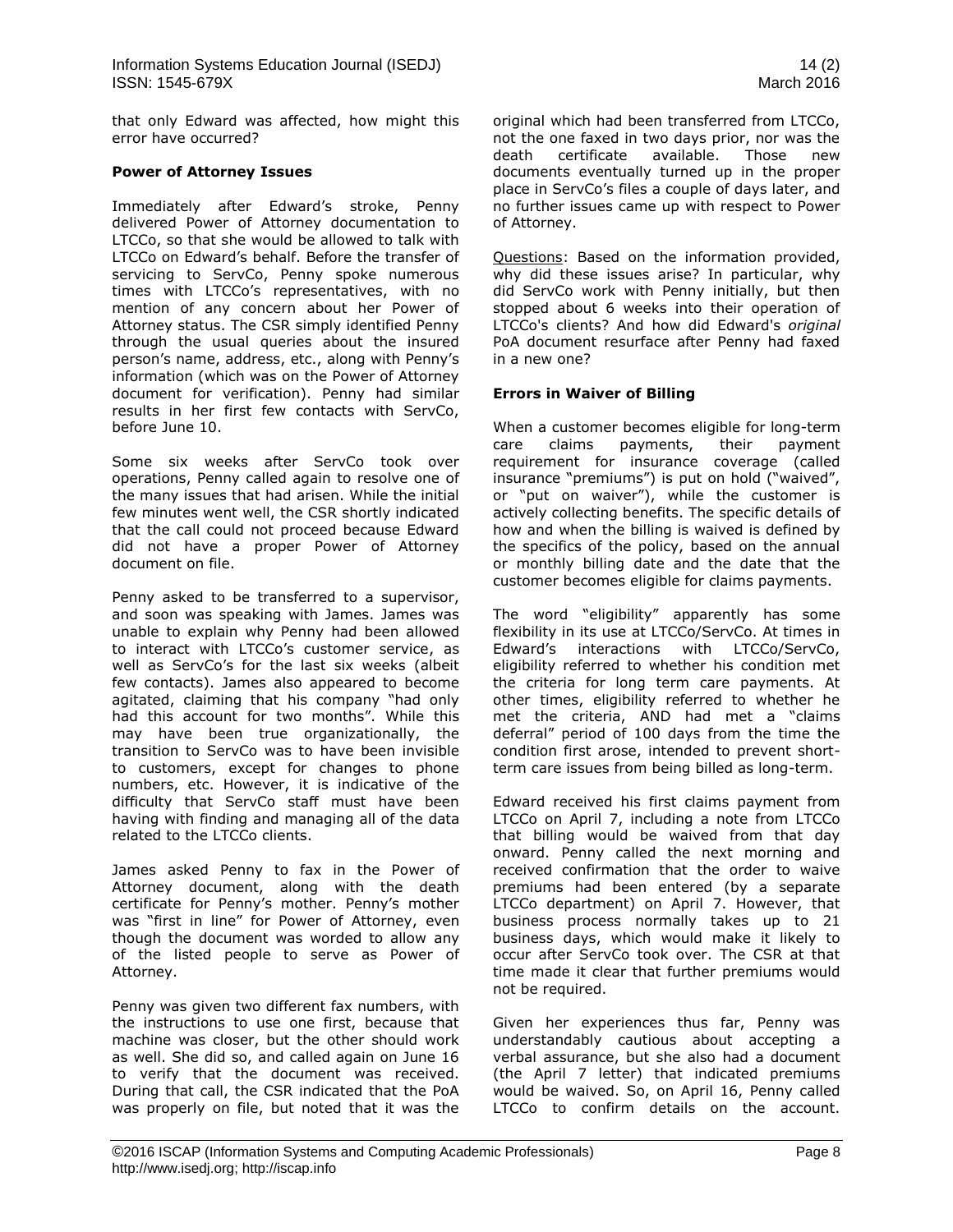that only Edward was affected, how might this error have occurred?

### Power of Attorney Issues

Immediately after Edward's stroke, Penny delivered Power of Attorney documentation to LTCCo, so that she would be allowed to talk with LTCCo on Edward's behalf. Before the transfer of servicing to ServCo, Penny spoke numerous times with LTCCo's representatives, with no mention of any concern about her Power of Attorney status. The CSR simply identified Penny through the usual queries about the insured person's name, address, etc., along with Penny's information (which was on the Power of Attorney document for verification). Penny had similar results in her first few contacts with ServCo, before June 10.

Some six weeks after ServCo took over operations, Penny called again to resolve one of the many issues that had arisen. While the initial few minutes went well, the CSR shortly indicated that the call could not proceed because Edward did not have a proper Power of Attorney document on file.

Penny asked to be transferred to a supervisor, and soon was speaking with James. James was unable to explain why Penny had been allowed to interact with LTCCo's customer service, as well as ServCo's for the last six weeks (albeit few contacts). James also appeared to become agitated, claiming that his company "had only had this account for two months". While this may have been true organizationally, the transition to ServCo was to have been invisible to customers, except for changes to phone numbers, etc. However, it is indicative of the difficulty that ServCo staff must have been having with finding and managing all of the data related to the LTCCo clients.

James asked Penny to fax in the Power of Attorney document, along with the death certificate for Penny's mother. Penny's mother was "first in line" for Power of Attorney, even though the document was worded to allow any of the listed people to serve as Power of Attorney.

Penny was given two different fax numbers, with the instructions to use one first, because that machine was closer, but the other should work as well. She did so, and called again on June 16 to verify that the document was received. During that call, the CSR indicated that the PoA was properly on file, but noted that it was the original which had been transferred from LTCCo, not the one faxed in two days prior, nor was the death certificate available. Those new documents eventually turned up in the proper place in ServCo's files a couple of days later, and no further issues came up with respect to Power of Attorney.

<u>Questions</u>: Based on the information provided, why did these issues arise? In particular, why did ServCo work with Penny initially, but then stopped about 6 weeks into their operation of LTCCo's clients? And how did Edward's *original* PoA document resurface after Penny had faxed in a new one?

### Errors in Waiver of Billing

When a customer becomes eligible for long-term care claims payments, their payment requirement for insurance coverage (called insurance "premiums") is put on hold ("waived", or "put on waiver"), while the customer is actively collecting benefits. The specific details of how and when the billing is waived is defined by the specifics of the policy, based on the annual or monthly billing date and the date that the customer becomes eligible for claims payments.

The word "eligibility" apparently has some flexibility in its use at LTCCo/ServCo. At times in Edward's interactions with LTCCo/ServCo, eligibility referred to whether his condition met the criteria for long term care payments. At other times, eligibility referred to whether he met the criteria, AND had met a "claims deferral" period of 100 days from the time the condition first arose, intended to prevent short-term care issues from being billed as long-term.

Edward received his first claims payment from LTCCo on April 7, including a note from LTCCo that billing would be waived from that day onward. Penny called the next morning and received confirmation that the order to waive premiums had been entered (by a separate LTCCo department) on April 7. However, that business process normally takes up to 21 business days, which would make it likely to occur after ServCo took over. The CSR at that time made it clear that further premiums would not be required.

Given her experiences thus far, Penny was understandably cautious about accepting a verbal assurance, but she also had a document (the April 7 letter) that indicated premiums would be waived. So, on April 16, Penny called LTCCo to confirm details on the account.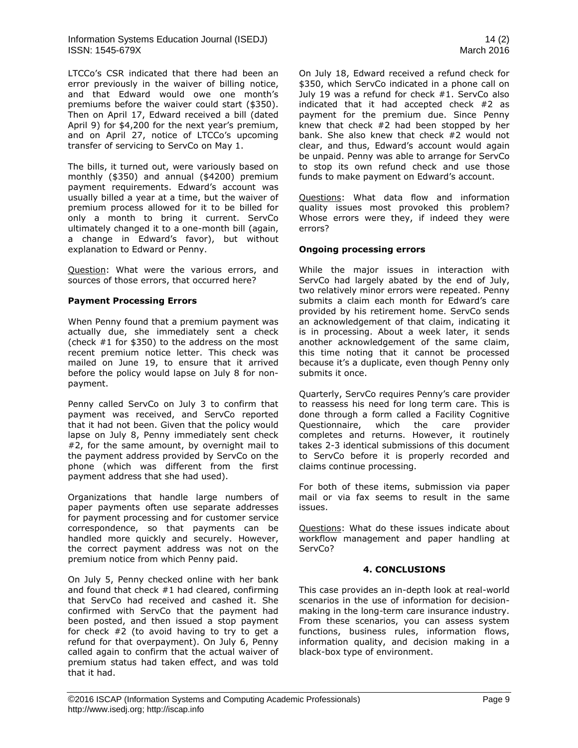LTCCo's CSR indicated that there had been an error previously in the waiver of billing notice, and that Edward would owe one month's premiums before the waiver could start ($350). Then on April 17, Edward received a bill (dated April 9) for $4,200 for the next year's premium, and on April 27, notice of LTCCo's upcoming transfer of servicing to ServCo on May 1.

The bills, it turned out, were variously based on monthly ($350) and annual ($4200) premium payment requirements. Edward's account was usually billed a year at a time, but the waiver of premium process allowed for it to be billed for only a month to bring it current. ServCo ultimately changed it to a one-month bill (again, a change in Edward's favor), but without explanation to Edward or Penny.

Question: What were the various errors, and sources of those errors, that occurred here?

### Payment Processing Errors

When Penny found that a premium payment was actually due, she immediately sent a check (check #1 for $350) to the address on the most recent premium notice letter. This check was mailed on June 19, to ensure that it arrived before the policy would lapse on July 8 for non-payment.

Penny called ServCo on July 3 to confirm that payment was received, and ServCo reported that it had not been. Given that the policy would lapse on July 8, Penny immediately sent check #2, for the same amount, by overnight mail to the payment address provided by ServCo on the phone (which was different from the first payment address that she had used).

Organizations that handle large numbers of paper payments often use separate addresses for payment processing and for customer service correspondence, so that payments can be handled more quickly and securely. However, the correct payment address was not on the premium notice from which Penny paid.

On July 5, Penny checked online with her bank and found that check #1 had cleared, confirming that ServCo had received and cashed it. She confirmed with ServCo that the payment had been posted, and then issued a stop payment for check #2 (to avoid having to try to get a refund for that overpayment). On July 6, Penny called again to confirm that the actual waiver of premium status had taken effect, and was told that it had.

On July 18, Edward received a refund check for $350, which ServCo indicated in a phone call on July 19 was a refund for check #1. ServCo also indicated that it had accepted check #2 as payment for the premium due. Since Penny knew that check #2 had been stopped by her bank. She also knew that check #2 would not clear, and thus, Edward's account would again be unpaid. Penny was able to arrange for ServCo to stop its own refund check and use those funds to make payment on Edward's account.

Questions: What data flow and information quality issues most provoked this problem? Whose errors were they, if indeed they were errors?

### Ongoing processing errors

While the major issues in interaction with ServCo had largely abated by the end of July, two relatively minor errors were repeated. Penny submits a claim each month for Edward's care provided by his retirement home. ServCo sends an acknowledgement of that claim, indicating it is in processing. About a week later, it sends another acknowledgement of the same claim, this time noting that it cannot be processed because it's a duplicate, even though Penny only submits it once.

Quarterly, ServCo requires Penny's care provider to reassess his need for long term care. This is done through a form called a Facility Cognitive Questionnaire, which the care provider completes and returns. However, it routinely takes 2-3 identical submissions of this document to ServCo before it is properly recorded and claims continue processing.

For both of these items, submission via paper mail or via fax seems to result in the same issues.

Questions: What do these issues indicate about workflow management and paper handling at ServCo?

## 4. CONCLUSIONS

This case provides an in-depth look at real-world scenarios in the use of information for decision-making in the long-term care insurance industry. From these scenarios, you can assess system functions, business rules, information flows, information quality, and decision making in a black-box type of environment.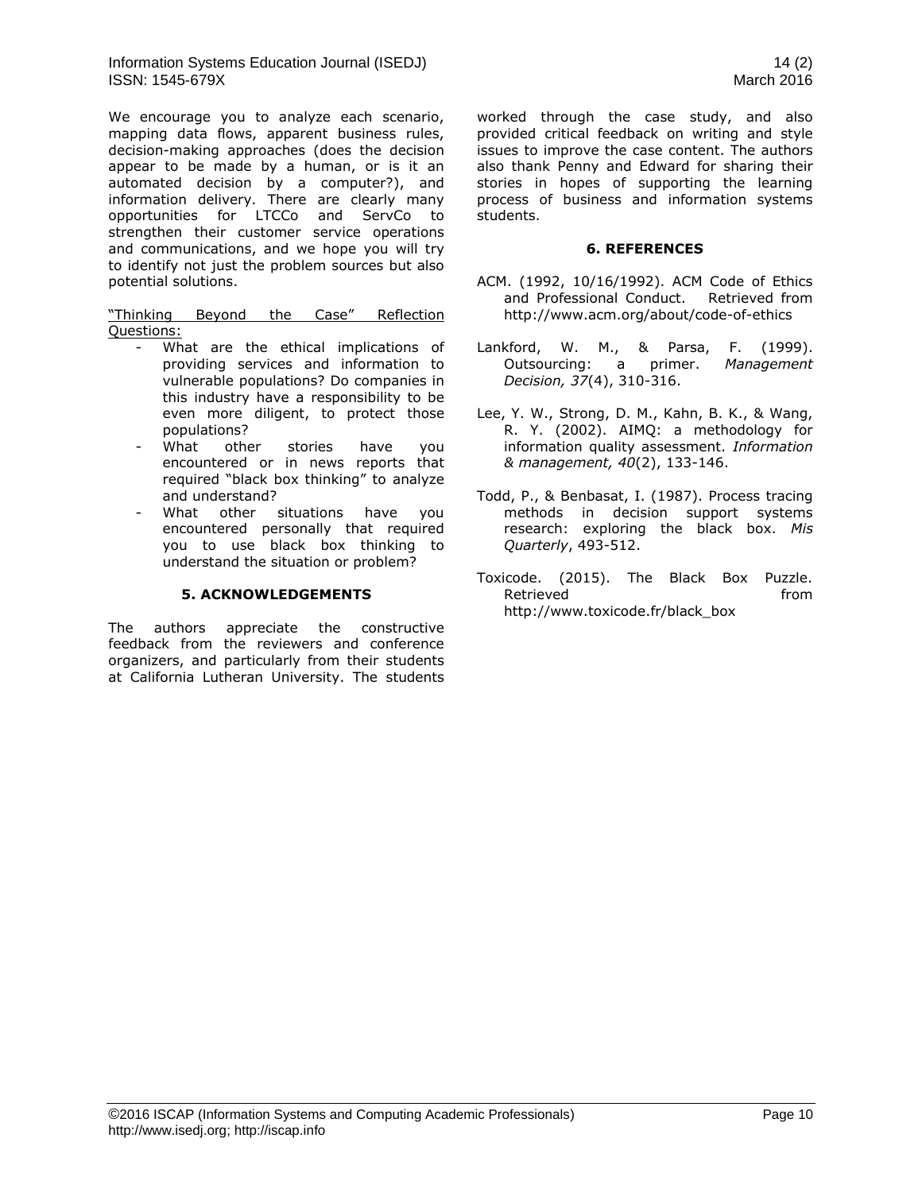We encourage you to analyze each scenario, mapping data flows, apparent business rules, decision-making approaches (does the decision appear to be made by a human, or is it an automated decision by a computer?), and information delivery. There are clearly many opportunities for LTCCo and ServCo to strengthen their customer service operations and communications, and we hope you will try to identify not just the problem sources but also potential solutions.

"Thinking Beyond the Case" Reflection Questions:

- What are the ethical implications of providing services and information to vulnerable populations? Do companies in this industry have a responsibility to be even more diligent, to protect those populations?
- What other stories have you encountered or in news reports that required "black box thinking" to analyze and understand?
- What other situations have you encountered personally that required you to use black box thinking to understand the situation or problem?

## 5. ACKNOWLEDGEMENTS

The authors appreciate the constructive feedback from the reviewers and conference organizers, and particularly from their students at California Lutheran University. The students worked through the case study, and also provided critical feedback on writing and style issues to improve the case content. The authors also thank Penny and Edward for sharing their stories in hopes of supporting the learning process of business and information systems students.

## 6. REFERENCES

ACM. (1992, 10/16/1992). ACM Code of Ethics and Professional Conduct. Retrieved from http://www.acm.org/about/code-of-ethics

Lankford, W. M., & Parsa, F. (1999). Outsourcing: a primer. *Management Decision, 37*(4), 310-316.

Lee, Y. W., Strong, D. M., Kahn, B. K., & Wang, R. Y. (2002). AIMQ: a methodology for information quality assessment. *Information & management, 40*(2), 133-146.

Todd, P., & Benbasat, I. (1987). Process tracing methods in decision support systems research: exploring the black box. *Mis Quarterly*, 493-512.

Toxicode. (2015). The Black Box Puzzle. Retrieved from http://www.toxicode.fr/black_box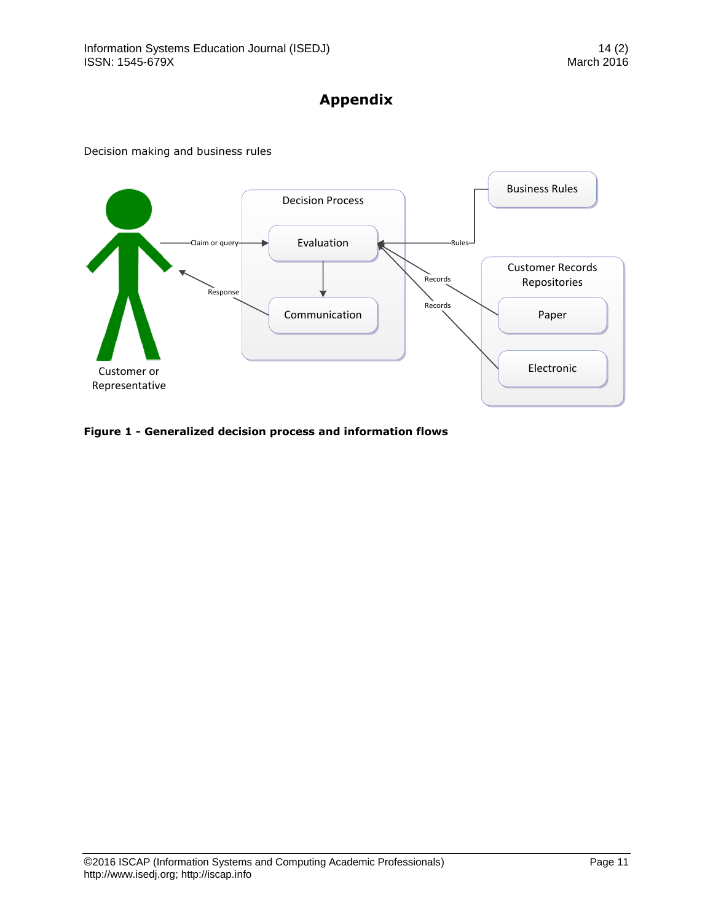# Appendix

Decision making and business rules

**Figure 1 - Generalized decision process and information flows**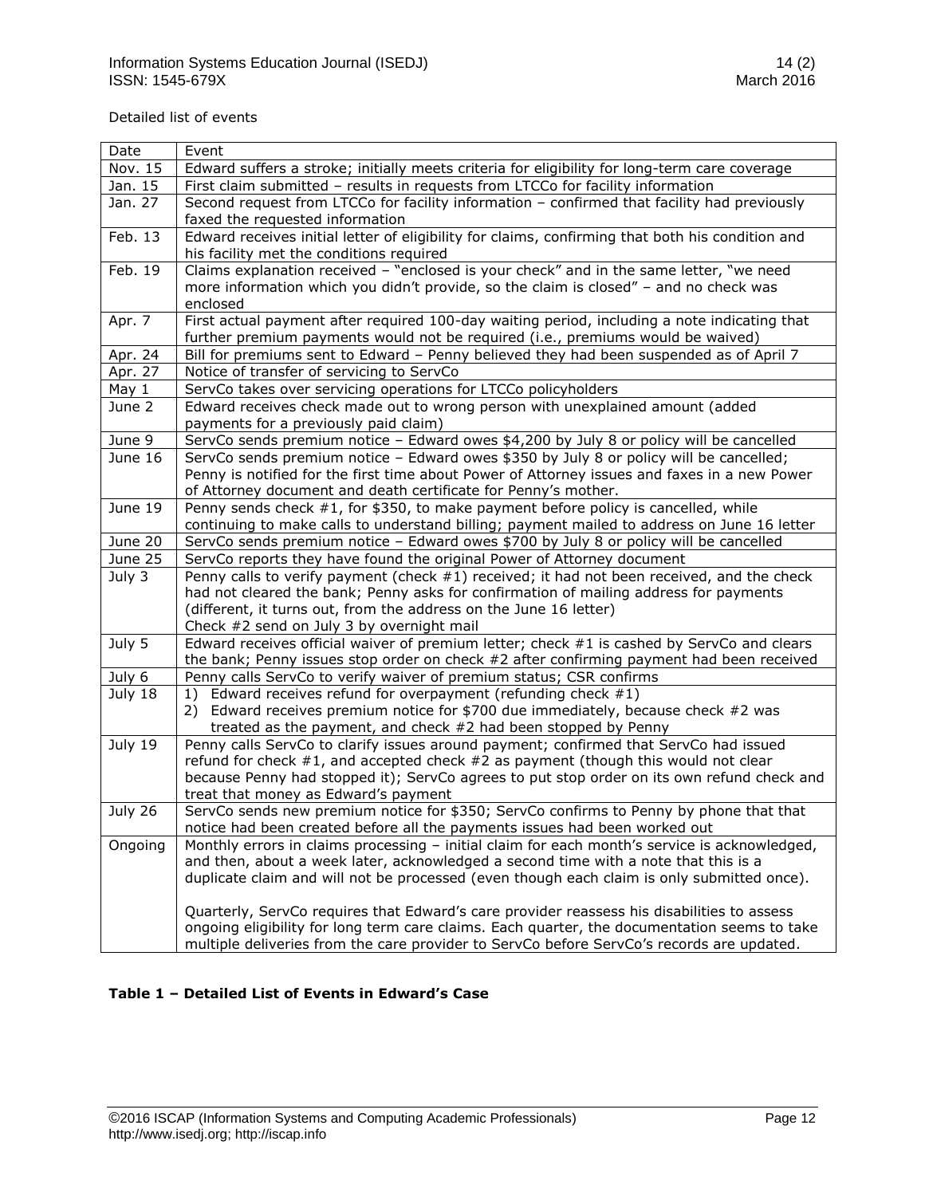Detailed list of events

| Date | Event |
| --- | --- |
| Nov. 15 | Edward suffers a stroke; initially meets criteria for eligibility for long-term care coverage |
| Jan. 15 | First claim submitted – results in requests from LTCCo for facility information |
| Jan. 27 | Second request from LTCCo for facility information – confirmed that facility had previously faxed the requested information |
| Feb. 13 | Edward receives initial letter of eligibility for claims, confirming that both his condition and his facility met the conditions required |
| Feb. 19 | Claims explanation received – "enclosed is your check" and in the same letter, "we need more information which you didn't provide, so the claim is closed" – and no check was enclosed |
| Apr. 7 | First actual payment after required 100-day waiting period, including a note indicating that further premium payments would not be required (i.e., premiums would be waived) |
| Apr. 24 | Bill for premiums sent to Edward – Penny believed they had been suspended as of April 7 |
| Apr. 27 | Notice of transfer of servicing to ServCo |
| May 1 | ServCo takes over servicing operations for LTCCo policyholders |
| June 2 | Edward receives check made out to wrong person with unexplained amount (added payments for a previously paid claim) |
| June 9 | ServCo sends premium notice – Edward owes $4,200 by July 8 or policy will be cancelled |
| June 16 | ServCo sends premium notice – Edward owes $350 by July 8 or policy will be cancelled; Penny is notified for the first time about Power of Attorney issues and faxes in a new Power of Attorney document and death certificate for Penny's mother. |
| June 19 | Penny sends check #1, for $350, to make payment before policy is cancelled, while continuing to make calls to understand billing; payment mailed to address on June 16 letter |
| June 20 | ServCo sends premium notice – Edward owes $700 by July 8 or policy will be cancelled |
| June 25 | ServCo reports they have found the original Power of Attorney document |
| July 3 | Penny calls to verify payment (check #1) received; it had not been received, and the check had not cleared the bank; Penny asks for confirmation of mailing address for payments (different, it turns out, from the address on the June 16 letter)<br>Check #2 send on July 3 by overnight mail |
| July 5 | Edward receives official waiver of premium letter; check #1 is cashed by ServCo and clears the bank; Penny issues stop order on check #2 after confirming payment had been received |
| July 6 | Penny calls ServCo to verify waiver of premium status; CSR confirms |
| July 18 | 1) Edward receives refund for overpayment (refunding check #1)<br>2) Edward receives premium notice for $700 due immediately, because check #2 was treated as the payment, and check #2 had been stopped by Penny |
| July 19 | Penny calls ServCo to clarify issues around payment; confirmed that ServCo had issued refund for check #1, and accepted check #2 as payment (though this would not clear because Penny had stopped it); ServCo agrees to put stop order on its own refund check and treat that money as Edward's payment |
| July 26 | ServCo sends new premium notice for $350; ServCo confirms to Penny by phone that that notice had been created before all the payments issues had been worked out |
| Ongoing | Monthly errors in claims processing – initial claim for each month's service is acknowledged, and then, about a week later, acknowledged a second time with a note that this is a duplicate claim and will not be processed (even though each claim is only submitted once).<br><br>Quarterly, ServCo requires that Edward's care provider reassess his disabilities to assess ongoing eligibility for long term care claims. Each quarter, the documentation seems to take multiple deliveries from the care provider to ServCo before ServCo's records are updated. |

**Table 1 – Detailed List of Events in Edward's Case**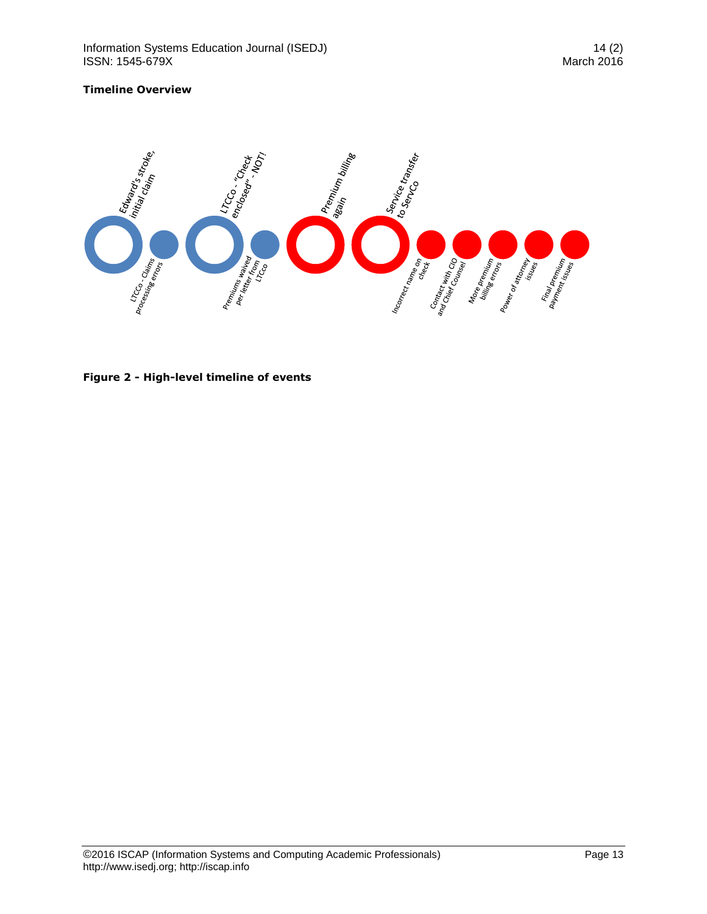**Timeline Overview**

Edward's stroke, initial claim

LTCCo - Claims processing errors

LTCCo - "Check enclosed" - NOT!

Premiums waived per letter from LTCCo

Premium billing again

Service transfer to ServCo

Incorrect name on check

Contact with CIO and Chief Counsel

More premium billing errors

Power of attorney issues

Final premium payment issues

**Figure 2 - High-level timeline of events**